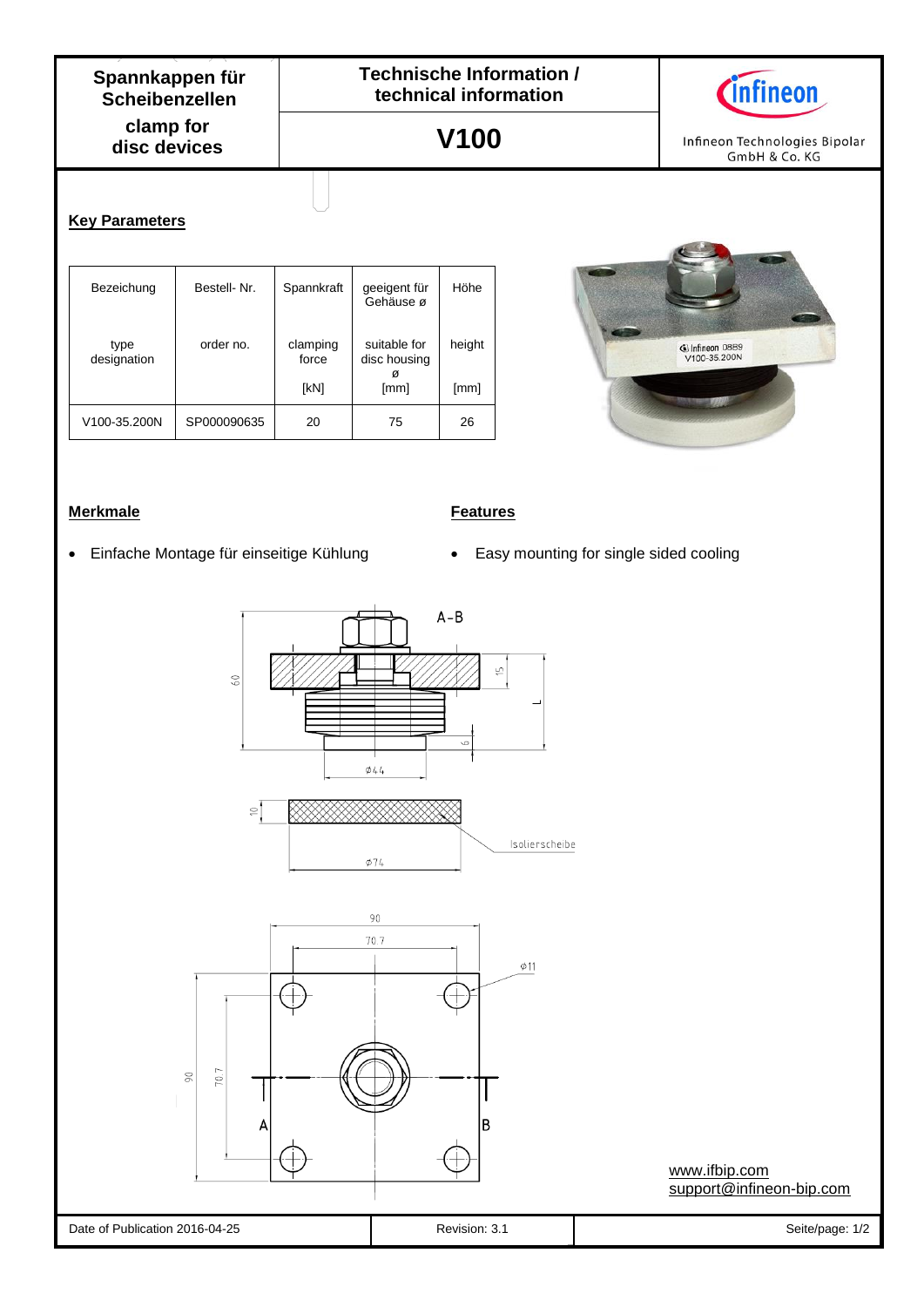# Spannkappen für Scheibenzellen

# clamp for disc devices

## Technische Information / technical information

## V100

Infineon Technologies Bipolar GmbH & Co. KG

### Key Parameters

| Bezeichnung<br><br>type designation | Bestell- Nr.<br><br>order no. | Spannkraft<br><br>clamping force<br><br>[kN] | geeigent für Gehäuse ø<br><br>suitable for disc housing ø<br><br>[mm] | Höhe<br><br>height<br><br>[mm] |
|---|---|---|---|---|
| V100-35.200N | SP000090635 | 20 | 75 | 26 |

### Merkmale

- Einfache Montage für einseitige Kühlung

### Features

- Easy mounting for single sided cooling

A-B

60

15

L

6

ø44

10

Isolierscheibe

ø74

90

70.7

ø11

90

70.7

A

B

www.ifbip.com
support@infineon-bip.com

Date of Publication 2016-04-25 | Revision: 3.1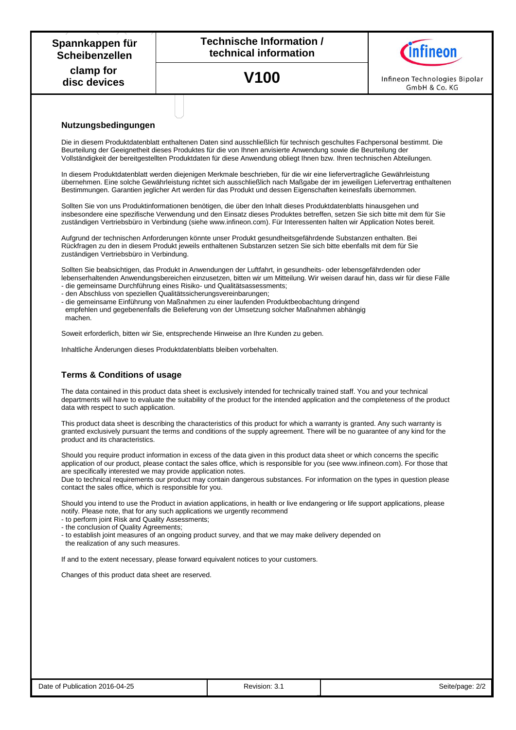## Nutzungsbedingungen

Die in diesem Produktdatenblatt enthaltenen Daten sind ausschließlich für technisch geschultes Fachpersonal bestimmt. Die Beurteilung der Geeignetheit dieses Produktes für die von Ihnen anvisierte Anwendung sowie die Beurteilung der Vollständigkeit der bereitgestellten Produktdaten für diese Anwendung obliegt Ihnen bzw. Ihren technischen Abteilungen.

In diesem Produktdatenblatt werden diejenigen Merkmale beschrieben, für die wir eine liefervertragliche Gewährleistung übernehmen. Eine solche Gewährleistung richtet sich ausschließlich nach Maßgabe der im jeweiligen Liefervertrag enthaltenen Bestimmungen. Garantien jeglicher Art werden für das Produkt und dessen Eigenschaften keinesfalls übernommen.

Sollten Sie von uns Produktinformationen benötigen, die über den Inhalt dieses Produktdatenblatts hinausgehen und insbesondere eine spezifische Verwendung und den Einsatz dieses Produktes betreffen, setzen Sie sich bitte mit dem für Sie zuständigen Vertriebsbüro in Verbindung (siehe www.infineon.com). Für Interessenten halten wir Application Notes bereit.

Aufgrund der technischen Anforderungen könnte unser Produkt gesundheitsgefährdende Substanzen enthalten. Bei Rückfragen zu den in diesem Produkt jeweils enthaltenen Substanzen setzen Sie sich bitte ebenfalls mit dem für Sie zuständigen Vertriebsbüro in Verbindung.

Sollten Sie beabsichtigen, das Produkt in Anwendungen der Luftfahrt, in gesundheits- oder lebensgefährdenden oder lebenserhaltenden Anwendungsbereichen einzusetzen, bitten wir um Mitteilung. Wir weisen darauf hin, dass wir für diese Fälle
- die gemeinsame Durchführung eines Risiko- und Qualitätsassessments;
- den Abschluss von speziellen Qualitätssicherungsvereinbarungen;
- die gemeinsame Einführung von Maßnahmen zu einer laufenden Produktbeobachtung dringend empfehlen und gegebenenfalls die Belieferung von der Umsetzung solcher Maßnahmen abhängig machen.

Soweit erforderlich, bitten wir Sie, entsprechende Hinweise an Ihre Kunden zu geben.

Inhaltliche Änderungen dieses Produktdatenblatts bleiben vorbehalten.

## Terms & Conditions of usage

The data contained in this product data sheet is exclusively intended for technically trained staff. You and your technical departments will have to evaluate the suitability of the product for the intended application and the completeness of the product data with respect to such application.

This product data sheet is describing the characteristics of this product for which a warranty is granted. Any such warranty is granted exclusively pursuant the terms and conditions of the supply agreement. There will be no guarantee of any kind for the product and its characteristics.

Should you require product information in excess of the data given in this product data sheet or which concerns the specific application of our product, please contact the sales office, which is responsible for you (see www.infineon.com). For those that are specifically interested we may provide application notes.
Due to technical requirements our product may contain dangerous substances. For information on the types in question please contact the sales office, which is responsible for you.

Should you intend to use the Product in aviation applications, in health or live endangering or life support applications, please notify. Please note, that for any such applications we urgently recommend
- to perform joint Risk and Quality Assessments;
- the conclusion of Quality Agreements;
- to establish joint measures of an ongoing product survey, and that we may make delivery depended on the realization of any such measures.

If and to the extent necessary, please forward equivalent notices to your customers.

Changes of this product data sheet are reserved.